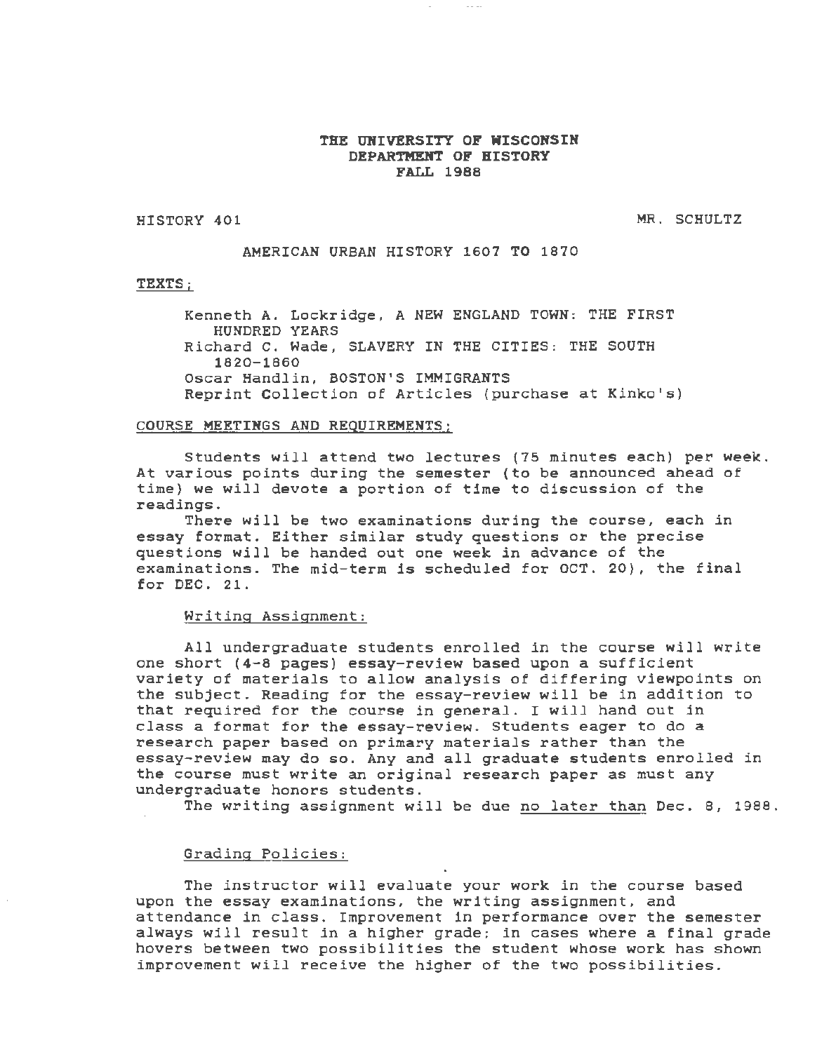# THE UNIVERSITY OF WISCONSIN
## DEPARTMENT OF HISTORY
## FALL 1988

HISTORY 401 — MR. SCHULTZ

### AMERICAN URBAN HISTORY 1607 TO 1870

TEXTS;

Kenneth A. Lockridge, A NEW ENGLAND TOWN: THE FIRST HUNDRED YEARS
Richard C. Wade, SLAVERY IN THE CITIES: THE SOUTH 1820-1860
Oscar Handlin, BOSTON'S IMMIGRANTS
Reprint Collection of Articles (purchase at Kinko's)

COURSE MEETINGS AND REQUIREMENTS;

Students will attend two lectures (75 minutes each) per week. At various points during the semester (to be announced ahead of time) we will devote a portion of time to discussion of the readings.

There will be two examinations during the course, each in essay format. Either similar study questions or the precise questions will be handed out one week in advance of the examinations. The mid-term is scheduled for OCT. 20), the final for DEC. 21.

Writing Assignment:

All undergraduate students enrolled in the course will write one short (4-8 pages) essay-review based upon a sufficient variety of materials to allow analysis of differing viewpoints on the subject. Reading for the essay-review will be in addition to that required for the course in general. I will hand out in class a format for the essay-review. Students eager to do a research paper based on primary materials rather than the essay-review may do so. Any and all graduate students enrolled in the course must write an original research paper as must any undergraduate honors students.

The writing assignment will be due no later than Dec. 8, 1988.

Grading Policies:

The instructor will evaluate your work in the course based upon the essay examinations, the writing assignment, and attendance in class. Improvement in performance over the semester always will result in a higher grade; in cases where a final grade hovers between two possibilities the student whose work has shown improvement will receive the higher of the two possibilities.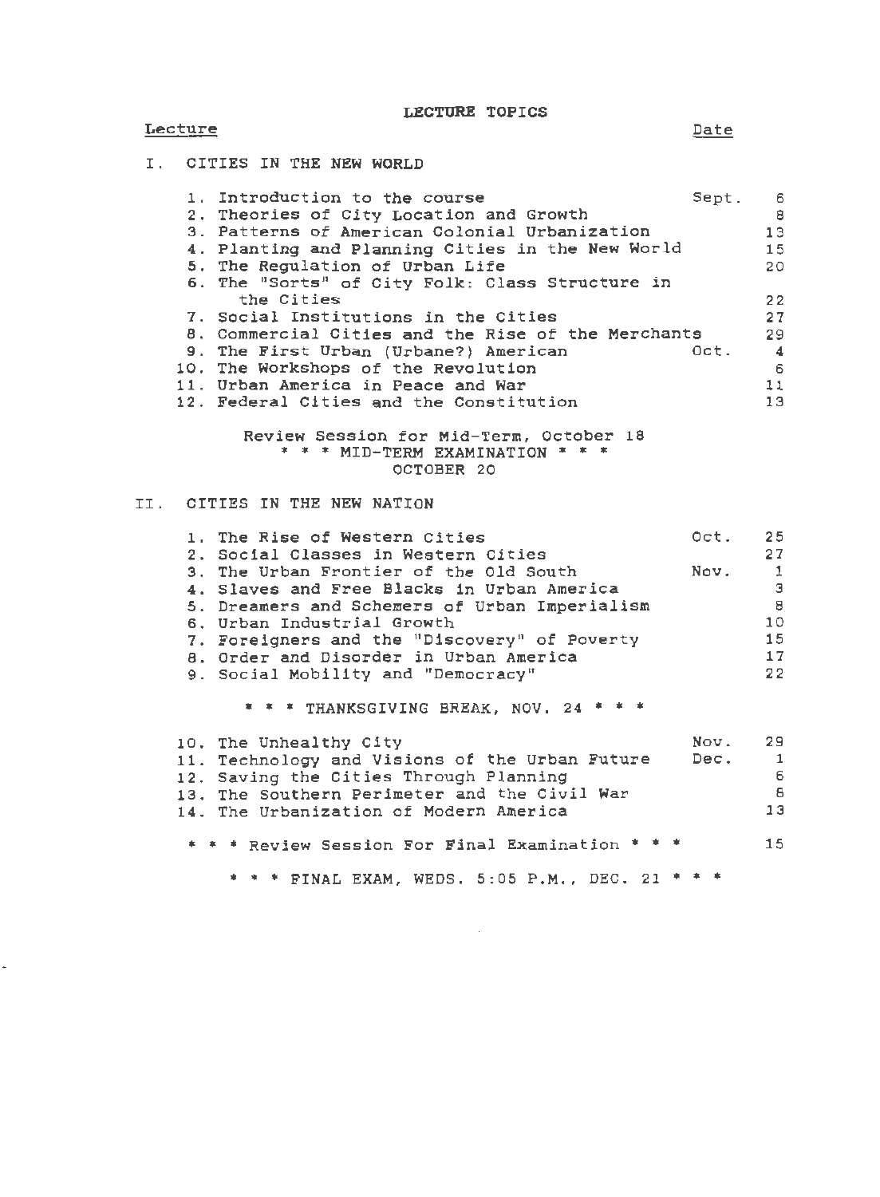# LECTURE TOPICS

| Lecture | Date | |
|---|---|---|
| **I. CITIES IN THE NEW WORLD** | | |
| 1. Introduction to the course | Sept. | 6 |
| 2. Theories of City Location and Growth | | 8 |
| 3. Patterns of American Colonial Urbanization | | 13 |
| 4. Planting and Planning Cities in the New World | | 15 |
| 5. The Regulation of Urban Life | | 20 |
| 6. The "Sorts" of City Folk: Class Structure in the Cities | | 22 |
| 7. Social Institutions in the Cities | | 27 |
| 8. Commercial Cities and the Rise of the Merchants | | 29 |
| 9. The First Urban (Urbane?) American | Oct. | 4 |
| 10. The Workshops of the Revolution | | 6 |
| 11. Urban America in Peace and War | | 11 |
| 12. Federal Cities and the Constitution | | 13 |

Review Session for Mid-Term, October 18

* * * MID-TERM EXAMINATION * * *

OCTOBER 20

| Lecture | Date | |
|---|---|---|
| **II. CITIES IN THE NEW NATION** | | |
| 1. The Rise of Western Cities | Oct. | 25 |
| 2. Social Classes in Western Cities | | 27 |
| 3. The Urban Frontier of the Old South | Nov. | 1 |
| 4. Slaves and Free Blacks in Urban America | | 3 |
| 5. Dreamers and Schemers of Urban Imperialism | | 8 |
| 6. Urban Industrial Growth | | 10 |
| 7. Foreigners and the "Discovery" of Poverty | | 15 |
| 8. Order and Disorder in Urban America | | 17 |
| 9. Social Mobility and "Democracy" | | 22 |

* * * THANKSGIVING BREAK, NOV. 24 * * *

| Lecture | Date | |
|---|---|---|
| 10. The Unhealthy City | Nov. | 29 |
| 11. Technology and Visions of the Urban Future | Dec. | 1 |
| 12. Saving the Cities Through Planning | | 6 |
| 13. The Southern Perimeter and the Civil War | | 8 |
| 14. The Urbanization of Modern America | | 13 |
| * * * Review Session For Final Examination * * * | | 15 |

* * * FINAL EXAM, WEDS. 5:05 P.M., DEC. 21 * * *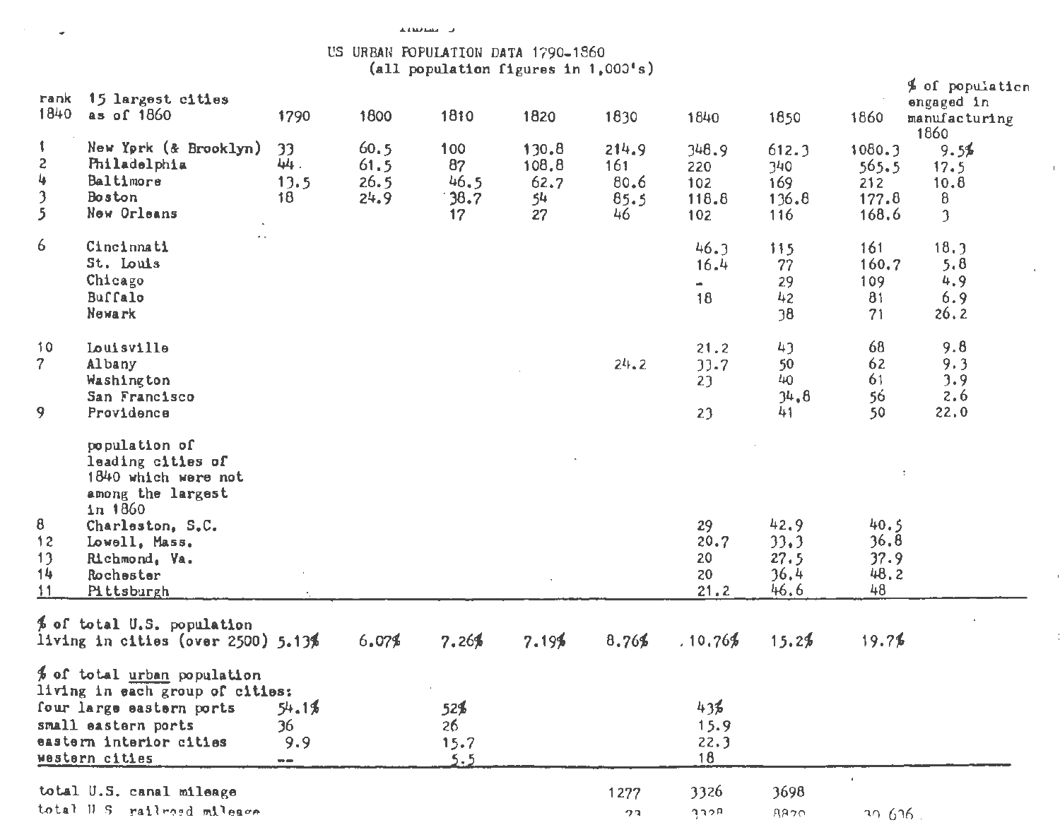TABLE 3

# US URBAN POPULATION DATA 1790-1860
(all population figures in 1,000's)

| rank 1840 | 15 largest cities as of 1860 | 1790 | 1800 | 1810 | 1820 | 1830 | 1840 | 1850 | 1860 | % of population engaged in manufacturing 1860 |
|---|---|---|---|---|---|---|---|---|---|---|
| 1 | New York (& Brooklyn) | 33 | 60.5 | 100 | 130.8 | 214.9 | 348.9 | 612.3 | 1080.3 | 9.5% |
| 2 | Philadelphia | 44 | 61.5 | 87 | 108.8 | 161 | 220 | 340 | 565.5 | 17.5 |
| 4 | Baltimore | 13.5 | 26.5 | 46.5 | 62.7 | 80.6 | 102 | 169 | 212 | 10.8 |
| 3 | Boston | 18 | 24.9 | 38.7 | 54 | 85.5 | 118.8 | 136.8 | 177.8 | 8 |
| 5 | New Orleans | | | 17 | 27 | 46 | 102 | 116 | 168.6 | 3 |
| 6 | Cincinnati | | | | | | 46.3 | 115 | 161 | 18.3 |
| | St. Louis | | | | | | 16.4 | 77 | 160.7 | 5.8 |
| | Chicago | | | | | | - | 29 | 109 | 4.9 |
| | Buffalo | | | | | | 18 | 42 | 81 | 6.9 |
| | Newark | | | | | | | 38 | 71 | 26.2 |
| 10 | Louisville | | | | | | 21.2 | 43 | 68 | 9.8 |
| 7 | Albany | | | | | 24.2 | 33.7 | 50 | 62 | 9.3 |
| | Washington | | | | | | 23 | 40 | 61 | 3.9 |
| | San Francisco | | | | | | | 34.8 | 56 | 2.6 |
| 9 | Providence | | | | | | 23 | 41 | 50 | 22.0 |
| | population of leading cities of 1840 which were not among the largest in 1860 | | | | | | | | | |
| 8 | Charleston, S.C. | | | | | | 29 | 42.9 | 40.5 | |
| 12 | Lowell, Mass. | | | | | | 20.7 | 33.3 | 36.8 | |
| 13 | Richmond, Va. | | | | | | 20 | 27.5 | 37.9 | |
| 14 | Rochester | | | | | | 20 | 36.4 | 48.2 | |
| 11 | Pittsburgh | | | | | | 21.2 | 46.6 | 48 | |
| | % of total U.S. population living in cities (over 2500) | 5.13% | 6.07% | 7.26% | 7.19% | 8.76% | 10.76% | 15.2% | 19.7% | |
| | % of total urban population living in each group of cities: | | | | | | | | | |
| | four large eastern ports | 54.1% | | 52% | | | 43% | | | |
| | small eastern ports | 36 | | 26 | | | 15.9 | | | |
| | eastern interior cities | 9.9 | | 15.7 | | | 22.3 | | | |
| | western cities | -- | | 5.5 | | | 18 | | | |
| | total U.S. canal mileage | | | | | 1277 | 3326 | 3698 | | |
| | total U.S. railroad mileage | | | | | 23 | 3328 | 8879 | 30,626 | |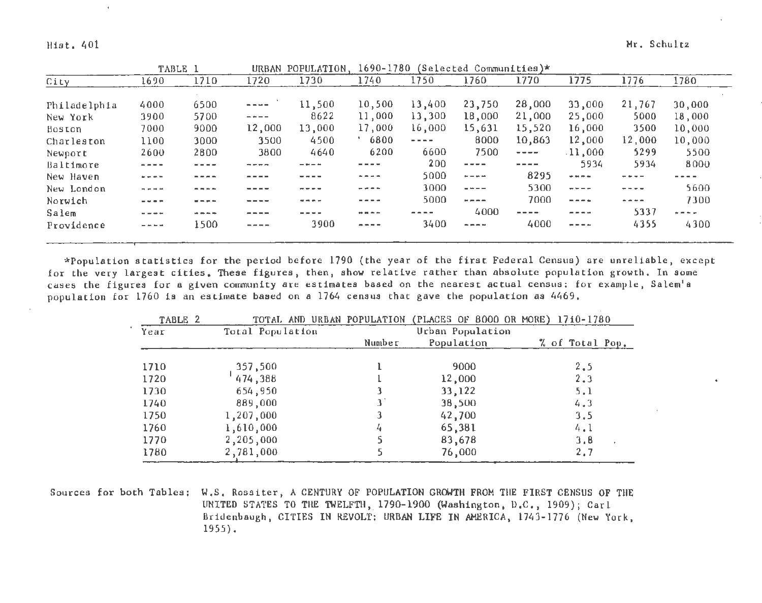| TABLE 1 | | URBAN POPULATION, 1690-1780 (Selected Communities)* | | | | | | | | | |
|---|---|---|---|---|---|---|---|---|---|---|---|
| City | 1690 | 1710 | 1720 | 1730 | 1740 | 1750 | 1760 | 1770 | 1775 | 1776 | 1780 |
| Philadelphia | 4000 | 6500 | ---- | 11,500 | 10,500 | 13,400 | 23,750 | 28,000 | 33,000 | 21,767 | 30,000 |
| New York | 3900 | 5700 | ---- | 8622 | 11,000 | 13,300 | 18,000 | 21,000 | 25,000 | 5000 | 18,000 |
| Boston | 7000 | 9000 | 12,000 | 13,000 | 17,000 | 16,000 | 15,631 | 15,520 | 16,000 | 3500 | 10,000 |
| Charleston | 1100 | 3000 | 3500 | 4500 | 6800 | ---- | 8000 | 10,863 | 12,000 | 12,000 | 10,000 |
| Newport | 2600 | 2800 | 3800 | 4640 | 6200 | 6600 | 7500 | ---- | 11,000 | 5299 | 5500 |
| Baltimore | ---- | ---- | ---- | ---- | ---- | 200 | ---- | ---- | 5934 | 5934 | 8000 |
| New Haven | ---- | ---- | ---- | ---- | ---- | 5000 | ---- | 8295 | ---- | ---- | ---- |
| New London | ---- | ---- | ---- | ---- | ---- | 3000 | ---- | 5300 | ---- | ---- | 5600 |
| Norwich | ---- | ---- | ---- | ---- | ---- | 5000 | ---- | 7000 | ---- | ---- | 7300 |
| Salem | ---- | ---- | ---- | ---- | ---- | ---- | 4000 | ---- | ---- | 5337 | ---- |
| Providence | ---- | 1500 | ---- | 3900 | ---- | 3400 | ---- | 4000 | ---- | 4355 | 4300 |

*Population statistics for the period before 1790 (the year of the first Federal Census) are unreliable, except for the very largest cities. These figures, then, show relative rather than absolute population growth. In some cases the figures for a given community are estimates based on the nearest actual census: for example, Salem's population for 1760 is an estimate based on a 1764 census that gave the population as 4469.

| TABLE 2 | TOTAL AND URBAN POPULATION (PLACES OF 8000 OR MORE) 1710-1780 | | | |
|---|---|---|---|---|
| Year | Total Population | Urban Population | | |
| | | Number | Population | % of Total Pop. |
| 1710 | 357,500 | 1 | 9000 | 2.5 |
| 1720 | 474,388 | 1 | 12,000 | 2.3 |
| 1730 | 654,950 | 3 | 33,122 | 5.1 |
| 1740 | 889,000 | 3 | 38,500 | 4.3 |
| 1750 | 1,207,000 | 3 | 42,700 | 3.5 |
| 1760 | 1,610,000 | 4 | 65,381 | 4.1 |
| 1770 | 2,205,000 | 5 | 83,678 | 3.8 |
| 1780 | 2,781,000 | 5 | 76,000 | 2.7 |

Sources for both Tables: W.S. Rossiter, A CENTURY OF POPULATION GROWTH FROM THE FIRST CENSUS OF THE UNITED STATES TO THE TWELFTH, 1790-1900 (Washington, D.C., 1909); Carl Bridenbaugh, CITIES IN REVOLT: URBAN LIFE IN AMERICA, 1743-1776 (New York, 1955).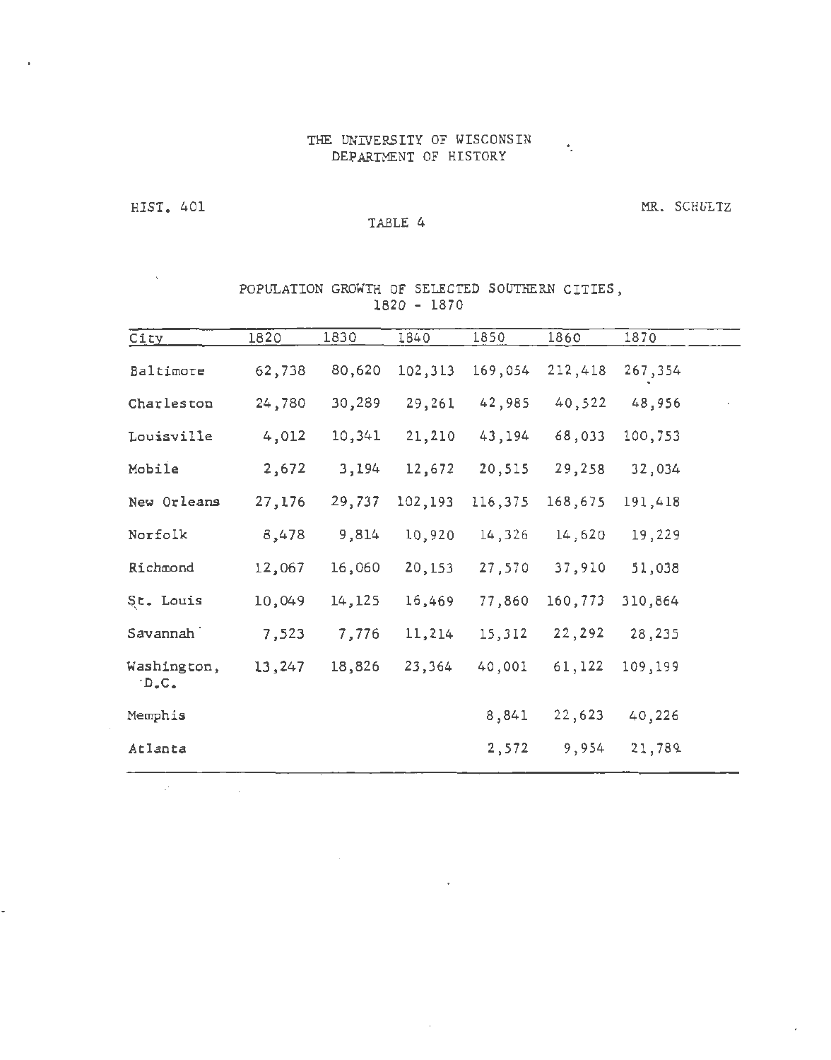THE UNIVERSITY OF WISCONSIN
DEPARTMENT OF HISTORY

HIST. 401

MR. SCHULTZ

TABLE 4

POPULATION GROWTH OF SELECTED SOUTHERN CITIES, 1820 - 1870

| City | 1820 | 1830 | 1840 | 1850 | 1860 | 1870 |
|---|---|---|---|---|---|---|
| Baltimore | 62,738 | 80,620 | 102,313 | 169,054 | 212,418 | 267,354 |
| Charleston | 24,780 | 30,289 | 29,261 | 42,985 | 40,522 | 48,956 |
| Louisville | 4,012 | 10,341 | 21,210 | 43,194 | 68,033 | 100,753 |
| Mobile | 2,672 | 3,194 | 12,672 | 20,515 | 29,258 | 32,034 |
| New Orleans | 27,176 | 29,737 | 102,193 | 116,375 | 168,675 | 191,418 |
| Norfolk | 8,478 | 9,814 | 10,920 | 14,326 | 14,620 | 19,229 |
| Richmond | 12,067 | 16,060 | 20,153 | 27,570 | 37,910 | 51,038 |
| St. Louis | 10,049 | 14,125 | 16,469 | 77,860 | 160,773 | 310,864 |
| Savannah | 7,523 | 7,776 | 11,214 | 15,312 | 22,292 | 28,235 |
| Washington, D.C. | 13,247 | 18,826 | 23,364 | 40,001 | 61,122 | 109,199 |
| Memphis | | | | 8,841 | 22,623 | 40,226 |
| Atlanta | | | | 2,572 | 9,954 | 21,789 |